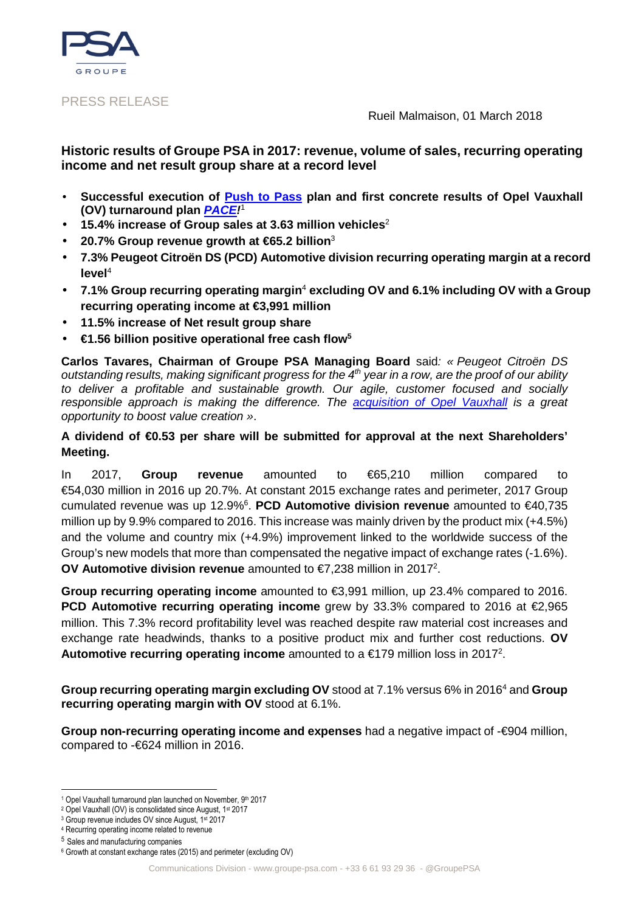PRESS RELEASE

Rueil Malmaison, 01 March 2018

## Historic results of Groupe PSA in 2017: revenue, volume of sales, recurring operating income and net result group share at a record level

- **Successful execution of Push to Pass plan and first concrete results of Opel Vauxhall (OV) turnaround plan *PACE!*[1]**
- **15.4% increase of Group sales at 3.63 million vehicles**[2]
- **20.7% Group revenue growth at €65.2 billion**[3]
- **7.3% Peugeot Citroën DS (PCD) Automotive division recurring operating margin at a record level**[4]
- **7.1% Group recurring operating margin[4] excluding OV and 6.1% including OV with a Group recurring operating income at €3,991 million**
- **11.5% increase of Net result group share**
- **€1.56 billion positive operational free cash flow[5]**

**Carlos Tavares, Chairman of Groupe PSA Managing Board** said*: « Peugeot Citroën DS outstanding results, making significant progress for the 4th year in a row, are the proof of our ability to deliver a profitable and sustainable growth. Our agile, customer focused and socially responsible approach is making the difference. The acquisition of Opel Vauxhall is a great opportunity to boost value creation »*.

**A dividend of €0.53 per share will be submitted for approval at the next Shareholders' Meeting.**

In 2017, **Group revenue** amounted to €65,210 million compared to €54,030 million in 2016 up 20.7%. At constant 2015 exchange rates and perimeter, 2017 Group cumulated revenue was up 12.9%[6]. **PCD Automotive division revenue** amounted to €40,735 million up by 9.9% compared to 2016. This increase was mainly driven by the product mix (+4.5%) and the volume and country mix (+4.9%) improvement linked to the worldwide success of the Group's new models that more than compensated the negative impact of exchange rates (-1.6%). **OV Automotive division revenue** amounted to €7,238 million in 2017[2].

**Group recurring operating income** amounted to €3,991 million, up 23.4% compared to 2016. **PCD Automotive recurring operating income** grew by 33.3% compared to 2016 at €2,965 million. This 7.3% record profitability level was reached despite raw material cost increases and exchange rate headwinds, thanks to a positive product mix and further cost reductions. **OV Automotive recurring operating income** amounted to a €179 million loss in 2017[2].

**Group recurring operating margin excluding OV** stood at 7.1% versus 6% in 2016[4] and **Group recurring operating margin with OV** stood at 6.1%.

**Group non-recurring operating income and expenses** had a negative impact of -€904 million, compared to -€624 million in 2016.

---

[1] Opel Vauxhall turnaround plan launched on November, 9th 2017
[2] Opel Vauxhall (OV) is consolidated since August, 1st 2017
[3] Group revenue includes OV since August, 1st 2017
[4] Recurring operating income related to revenue
[5] Sales and manufacturing companies
[6] Growth at constant exchange rates (2015) and perimeter (excluding OV)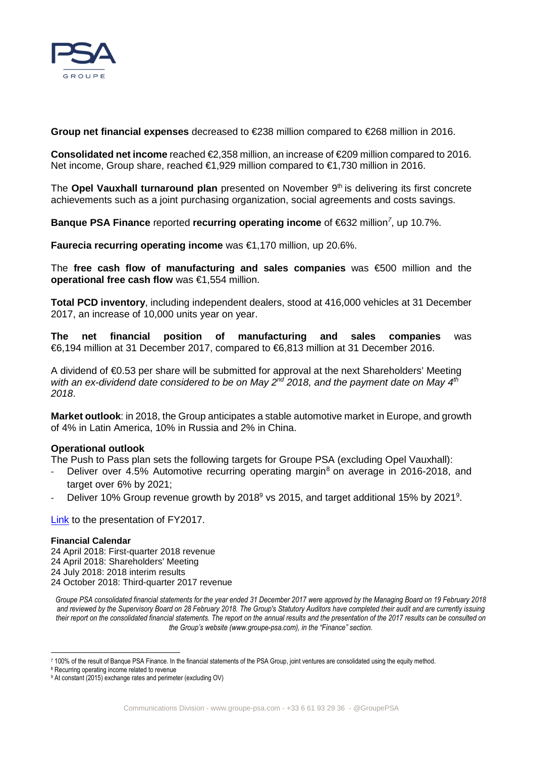**Group net financial expenses** decreased to €238 million compared to €268 million in 2016.

**Consolidated net income** reached €2,358 million, an increase of €209 million compared to 2016. Net income, Group share, reached €1,929 million compared to €1,730 million in 2016.

The **Opel Vauxhall turnaround plan** presented on November 9th is delivering its first concrete achievements such as a joint purchasing organization, social agreements and costs savings.

**Banque PSA Finance** reported **recurring operating income** of €632 million[7], up 10.7%.

**Faurecia recurring operating income** was €1,170 million, up 20.6%.

The **free cash flow of manufacturing and sales companies** was €500 million and the **operational free cash flow** was €1,554 million.

**Total PCD inventory**, including independent dealers, stood at 416,000 vehicles at 31 December 2017, an increase of 10,000 units year on year.

**The net financial position of manufacturing and sales companies** was €6,194 million at 31 December 2017, compared to €6,813 million at 31 December 2016.

A dividend of €0.53 per share will be submitted for approval at the next Shareholders' Meeting *with an ex-dividend date considered to be on May 2nd 2018, and the payment date on May 4th 2018*.

**Market outlook**: in 2018, the Group anticipates a stable automotive market in Europe, and growth of 4% in Latin America, 10% in Russia and 2% in China.

**Operational outlook**

The Push to Pass plan sets the following targets for Groupe PSA (excluding Opel Vauxhall):

- Deliver over 4.5% Automotive recurring operating margin[8] on average in 2016-2018, and target over 6% by 2021;
- Deliver 10% Group revenue growth by 2018[9] vs 2015, and target additional 15% by 2021[9].

Link to the presentation of FY2017.

**Financial Calendar**

24 April 2018: First-quarter 2018 revenue
24 April 2018: Shareholders' Meeting
24 July 2018: 2018 interim results
24 October 2018: Third-quarter 2017 revenue

*Groupe PSA consolidated financial statements for the year ended 31 December 2017 were approved by the Managing Board on 19 February 2018 and reviewed by the Supervisory Board on 28 February 2018. The Group's Statutory Auditors have completed their audit and are currently issuing their report on the consolidated financial statements. The report on the annual results and the presentation of the 2017 results can be consulted on the Group's website (www.groupe-psa.com), in the "Finance" section.*

---

[7] 100% of the result of Banque PSA Finance. In the financial statements of the PSA Group, joint ventures are consolidated using the equity method.

[8] Recurring operating income related to revenue

[9] At constant (2015) exchange rates and perimeter (excluding OV)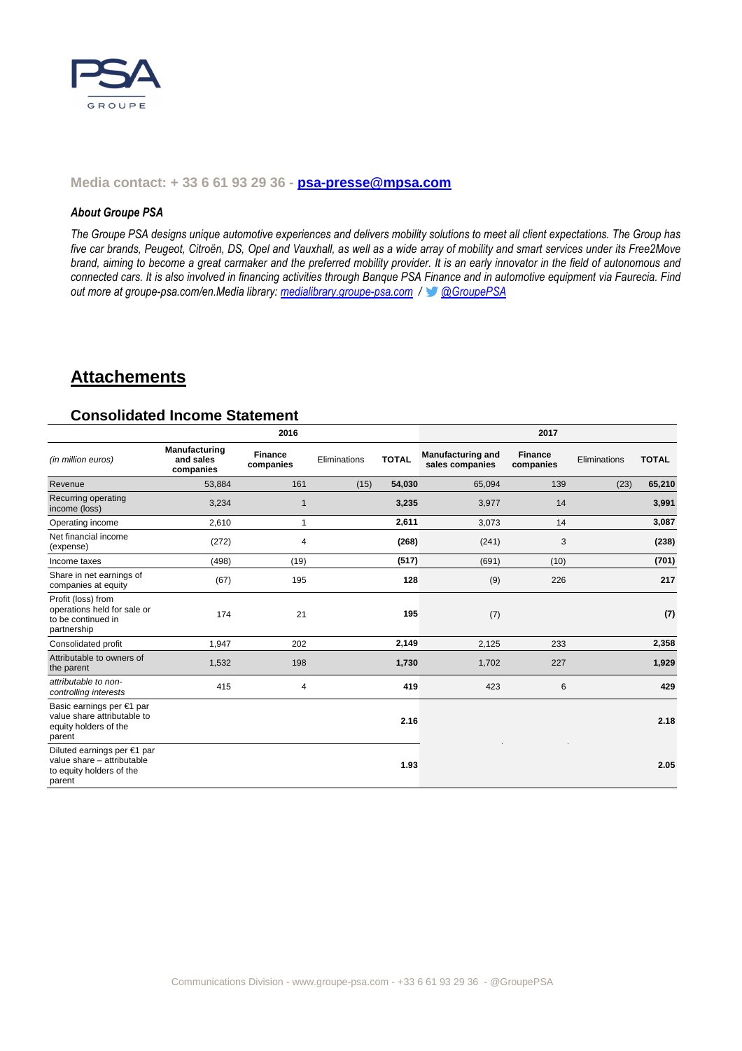**Media contact: + 33 6 61 93 29 36 - [psa-presse@mpsa.com](mailto:psa-presse@mpsa.com)**

***About Groupe PSA***

*The Groupe PSA designs unique automotive experiences and delivers mobility solutions to meet all client expectations. The Group has five car brands, Peugeot, Citroën, DS, Opel and Vauxhall, as well as a wide array of mobility and smart services under its Free2Move brand, aiming to become a great carmaker and the preferred mobility provider. It is an early innovator in the field of autonomous and connected cars. It is also involved in financing activities through Banque PSA Finance and in automotive equipment via Faurecia. Find out more at groupe-psa.com/en.Media library: [medialibrary.groupe-psa.com](medialibrary.groupe-psa.com) / @GroupePSA*

# Attachements

## Consolidated Income Statement

| | 2016 | | | | 2017 | | | |
|---|---|---|---|---|---|---|---|---|
| *(in million euros)* | **Manufacturing and sales companies** | **Finance companies** | Eliminations | **TOTAL** | **Manufacturing and sales companies** | **Finance companies** | Eliminations | **TOTAL** |
| Revenue | 53,884 | 161 | (15) | **54,030** | 65,094 | 139 | (23) | **65,210** |
| Recurring operating income (loss) | 3,234 | 1 | | **3,235** | 3,977 | 14 | | **3,991** |
| Operating income | 2,610 | 1 | | **2,611** | 3,073 | 14 | | **3,087** |
| Net financial income (expense) | (272) | 4 | | **(268)** | (241) | 3 | | **(238)** |
| Income taxes | (498) | (19) | | **(517)** | (691) | (10) | | **(701)** |
| Share in net earnings of companies at equity | (67) | 195 | | **128** | (9) | 226 | | **217** |
| Profit (loss) from operations held for sale or to be continued in partnership | 174 | 21 | | **195** | (7) | | | **(7)** |
| Consolidated profit | 1,947 | 202 | | **2,149** | 2,125 | 233 | | **2,358** |
| Attributable to owners of the parent | 1,532 | 198 | | **1,730** | 1,702 | 227 | | **1,929** |
| *attributable to non-controlling interests* | 415 | 4 | | **419** | 423 | 6 | | **429** |
| Basic earnings per €1 par value share attributable to equity holders of the parent | | | | **2.16** | | | | **2.18** |
| Diluted earnings per €1 par value share – attributable to equity holders of the parent | | | | **1.93** | | | | **2.05** |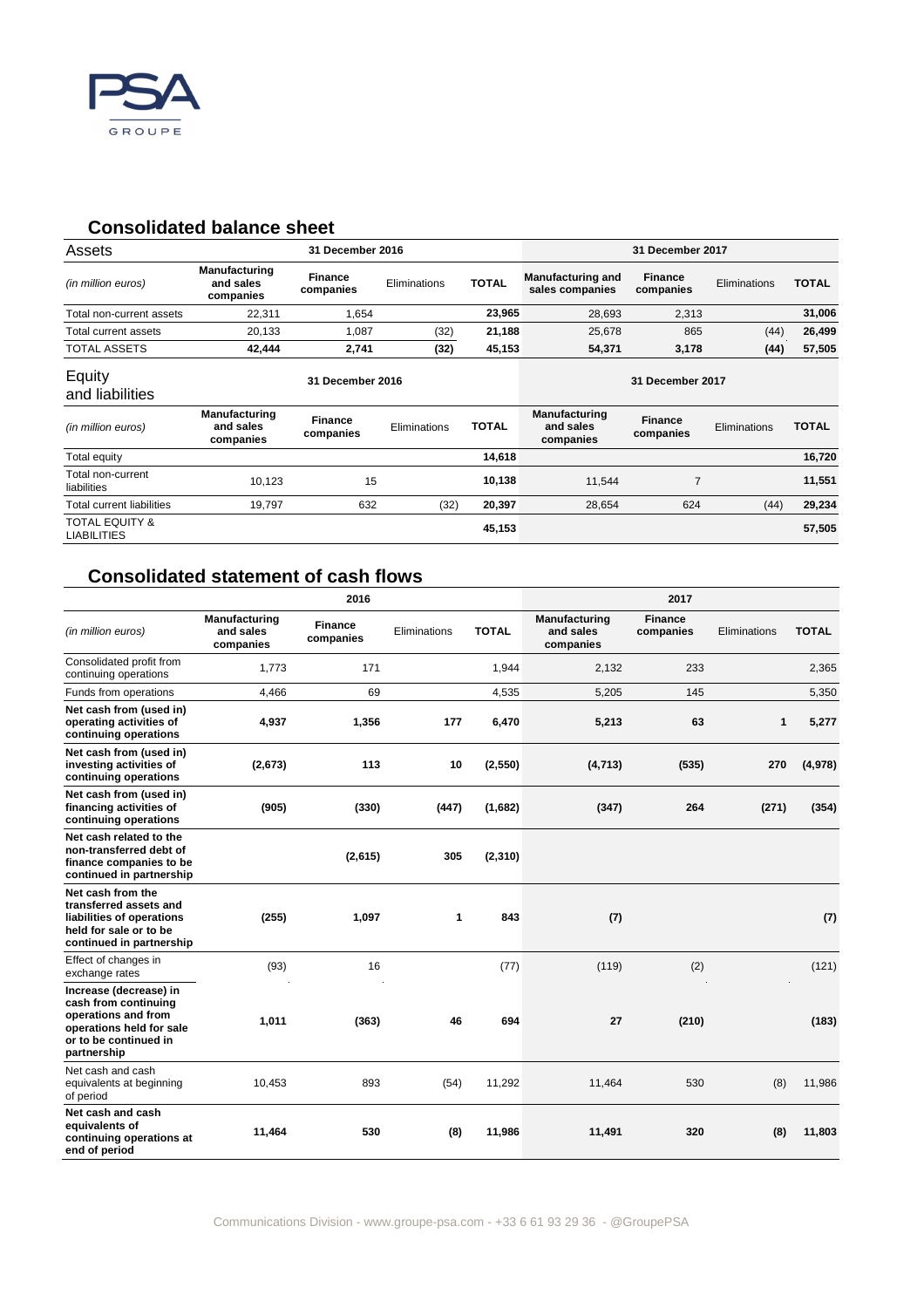## Consolidated balance sheet

| Assets | 31 December 2016 | | | | 31 December 2017 | | | |
|---|---|---|---|---|---|---|---|---|
| *(in million euros)* | Manufacturing and sales companies | Finance companies | Eliminations | TOTAL | Manufacturing and sales companies | Finance companies | Eliminations | TOTAL |
| Total non-current assets | 22,311 | 1,654 | | 23,965 | 28,693 | 2,313 | | 31,006 |
| Total current assets | 20,133 | 1,087 | (32) | 21,188 | 25,678 | 865 | (44) | 26,499 |
| TOTAL ASSETS | **42,444** | **2,741** | **(32)** | **45,153** | **54,371** | **3,178** | **(44)** | **57,505** |

| Equity and liabilities | 31 December 2016 | | | | 31 December 2017 | | | |
|---|---|---|---|---|---|---|---|---|
| *(in million euros)* | Manufacturing and sales companies | Finance companies | Eliminations | TOTAL | Manufacturing and sales companies | Finance companies | Eliminations | TOTAL |
| Total equity | | | | 14,618 | | | | 16,720 |
| Total non-current liabilities | 10,123 | 15 | | 10,138 | 11,544 | 7 | | 11,551 |
| Total current liabilities | 19,797 | 632 | (32) | 20,397 | 28,654 | 624 | (44) | 29,234 |
| TOTAL EQUITY & LIABILITIES | | | | 45,153 | | | | 57,505 |

## Consolidated statement of cash flows

| | 2016 | | | | 2017 | | | |
|---|---|---|---|---|---|---|---|---|
| *(in million euros)* | Manufacturing and sales companies | Finance companies | Eliminations | TOTAL | Manufacturing and sales companies | Finance companies | Eliminations | TOTAL |
| Consolidated profit from continuing operations | 1,773 | 171 | | 1,944 | 2,132 | 233 | | 2,365 |
| Funds from operations | 4,466 | 69 | | 4,535 | 5,205 | 145 | | 5,350 |
| **Net cash from (used in) operating activities of continuing operations** | **4,937** | **1,356** | **177** | **6,470** | **5,213** | **63** | **1** | **5,277** |
| **Net cash from (used in) investing activities of continuing operations** | **(2,673)** | **113** | **10** | **(2,550)** | **(4,713)** | **(535)** | **270** | **(4,978)** |
| **Net cash from (used in) financing activities of continuing operations** | **(905)** | **(330)** | **(447)** | **(1,682)** | **(347)** | **264** | **(271)** | **(354)** |
| **Net cash related to the non-transferred debt of finance companies to be continued in partnership** | | **(2,615)** | **305** | **(2,310)** | | | | |
| **Net cash from the transferred assets and liabilities of operations held for sale or to be continued in partnership** | **(255)** | **1,097** | **1** | **843** | **(7)** | | | **(7)** |
| Effect of changes in exchange rates | (93) | 16 | | (77) | (119) | (2) | | (121) |
| **Increase (decrease) in cash from continuing operations and from operations held for sale or to be continued in partnership** | **1,011** | **(363)** | **46** | **694** | **27** | **(210)** | | **(183)** |
| Net cash and cash equivalents at beginning of period | 10,453 | 893 | (54) | 11,292 | 11,464 | 530 | (8) | 11,986 |
| **Net cash and cash equivalents of continuing operations at end of period** | **11,464** | **530** | **(8)** | **11,986** | **11,491** | **320** | **(8)** | **11,803** |